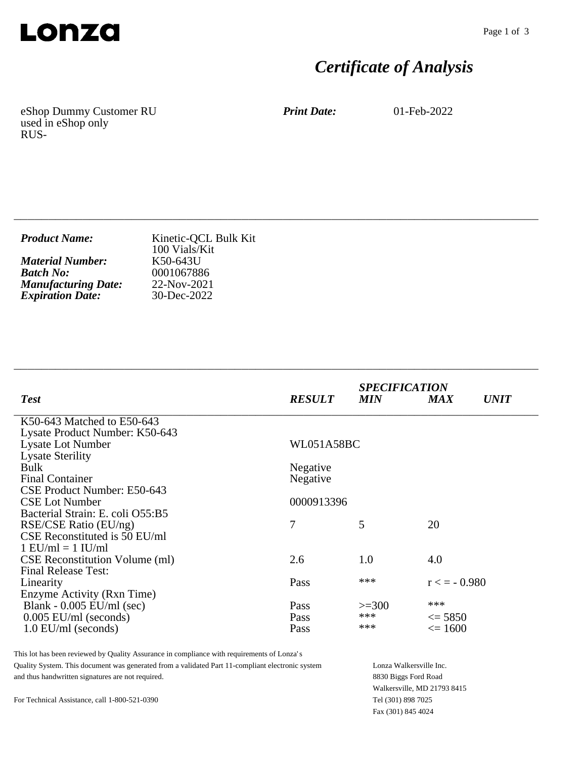**Lonza**

# *Certificate of Analysis*

eShop Dummy Customer RU
used in eShop only
RUS-

***Print Date:*** 01-Feb-2022

---

| | |
|---|---|
| ***Product Name:*** | Kinetic-QCL Bulk Kit<br>100 Vials/Kit |
| ***Material Number:*** | K50-643U |
| ***Batch No:*** | 0001067886 |
| ***Manufacturing Date:*** | 22-Nov-2021 |
| ***Expiration Date:*** | 30-Dec-2022 |

---

| ***Test*** | ***RESULT*** | ***SPECIFICATION MIN*** | ***MAX*** | ***UNIT*** |
|---|---|---|---|---|
| K50-643 Matched to E50-643 | | | | |
| Lysate Product Number: K50-643 | | | | |
| Lysate Lot Number | WL051A58BC | | | |
| Lysate Sterility | | | | |
| Bulk | Negative | | | |
| Final Container | Negative | | | |
| CSE Product Number: E50-643 | | | | |
| CSE Lot Number | 0000913396 | | | |
| Bacterial Strain: E. coli O55:B5 | | | | |
| RSE/CSE Ratio (EU/ng) | 7 | 5 | 20 | |
| CSE Reconstituted is 50 EU/ml | | | | |
| 1 EU/ml = 1 IU/ml | | | | |
| CSE Reconstitution Volume (ml) | 2.6 | 1.0 | 4.0 | |
| Final Release Test: | | | | |
| Linearity | Pass | *** | r < = - 0.980 | |
| Enzyme Activity (Rxn Time) | | | | |
| Blank - 0.005 EU/ml (sec) | Pass | >=300 | *** | |
| 0.005 EU/ml (seconds) | Pass | *** | <= 5850 | |
| 1.0 EU/ml (seconds) | Pass | *** | <= 1600 | |

This lot has been reviewed by Quality Assurance in compliance with requirements of Lonza's Quality System. This document was generated from a validated Part 11-compliant electronic system and thus handwritten signatures are not required.

For Technical Assistance, call 1-800-521-0390

Lonza Walkersville Inc.
8830 Biggs Ford Road
Walkersville, MD 21793 8415
Tel (301) 898 7025
Fax (301) 845 4024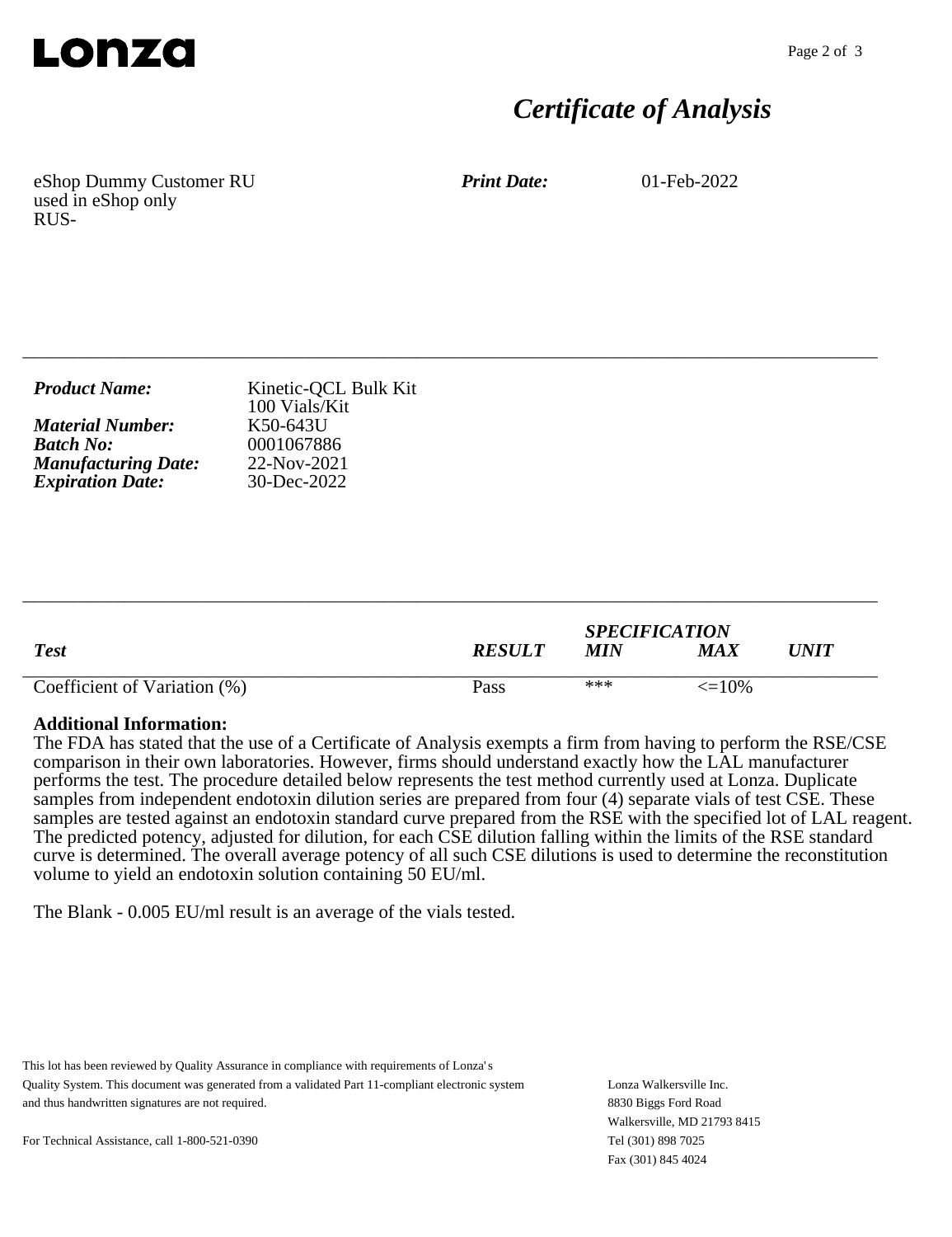Lonza

# *Certificate of Analysis*

eShop Dummy Customer RU
used in eShop only
RUS-

***Print Date:*** 01-Feb-2022

---

***Product Name:*** Kinetic-QCL Bulk Kit
100 Vials/Kit
***Material Number:*** K50-643U
***Batch No:*** 0001067886
***Manufacturing Date:*** 22-Nov-2021
***Expiration Date:*** 30-Dec-2022

---

| *Test* | *RESULT* | *SPECIFICATION* *MIN* | *MAX* | *UNIT* |
|---|---|---|---|---|
| Coefficient of Variation (%) | Pass | *** | <=10% | |

**Additional Information:**
The FDA has stated that the use of a Certificate of Analysis exempts a firm from having to perform the RSE/CSE comparison in their own laboratories. However, firms should understand exactly how the LAL manufacturer performs the test. The procedure detailed below represents the test method currently used at Lonza. Duplicate samples from independent endotoxin dilution series are prepared from four (4) separate vials of test CSE. These samples are tested against an endotoxin standard curve prepared from the RSE with the specified lot of LAL reagent. The predicted potency, adjusted for dilution, for each CSE dilution falling within the limits of the RSE standard curve is determined. The overall average potency of all such CSE dilutions is used to determine the reconstitution volume to yield an endotoxin solution containing 50 EU/ml.

The Blank - 0.005 EU/ml result is an average of the vials tested.

This lot has been reviewed by Quality Assurance in compliance with requirements of Lonza's Quality System. This document was generated from a validated Part 11-compliant electronic system and thus handwritten signatures are not required.

For Technical Assistance, call 1-800-521-0390

Lonza Walkersville Inc.
8830 Biggs Ford Road
Walkersville, MD 21793 8415
Tel (301) 898 7025
Fax (301) 845 4024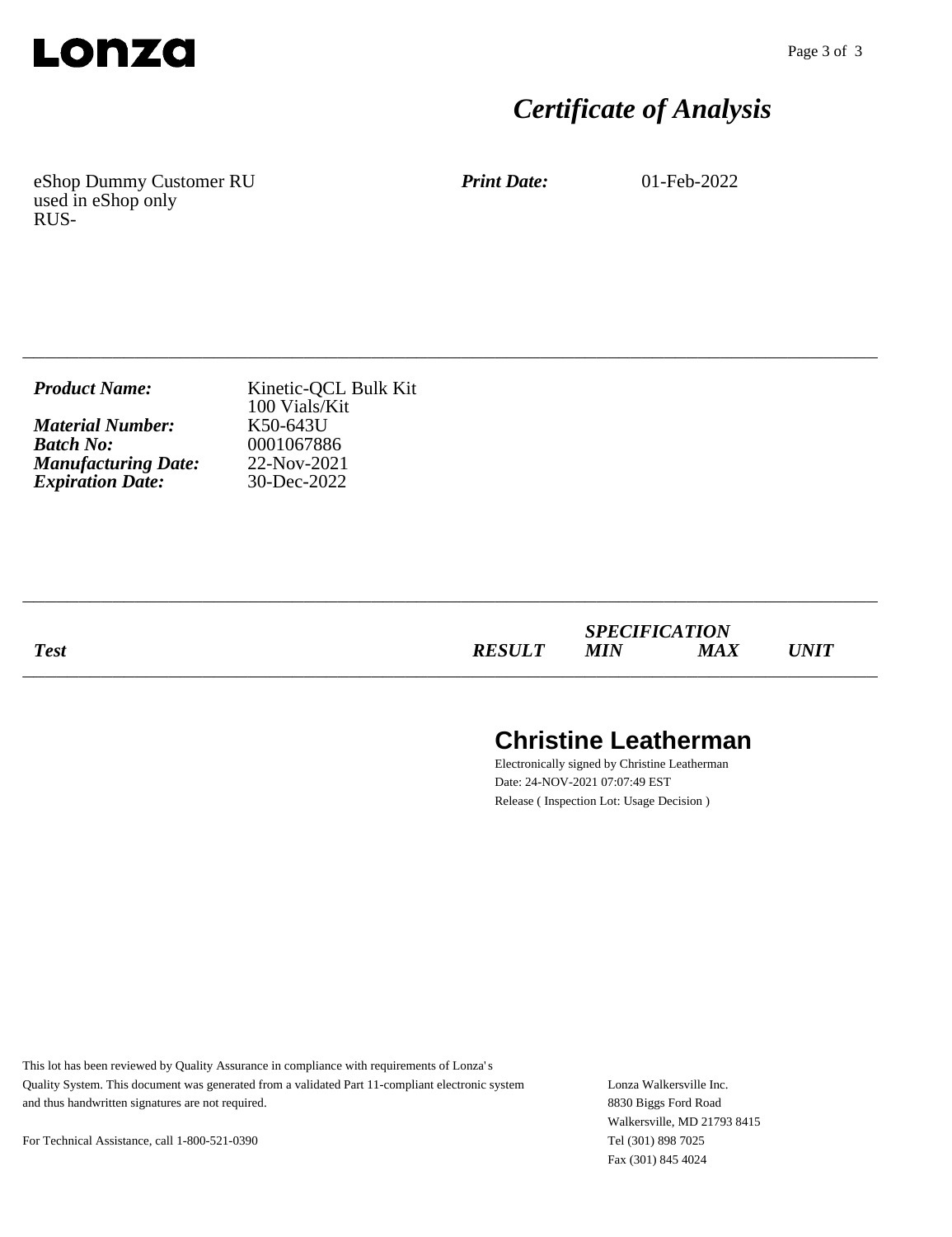# Certificate of Analysis

eShop Dummy Customer RU
used in eShop only
RUS-

***Print Date:*** 01-Feb-2022

| | |
|---|---|
| ***Product Name:*** | Kinetic-QCL Bulk Kit 100 Vials/Kit |
| ***Material Number:*** | K50-643U |
| ***Batch No:*** | 0001067886 |
| ***Manufacturing Date:*** | 22-Nov-2021 |
| ***Expiration Date:*** | 30-Dec-2022 |

| *Test* | *RESULT* | *SPECIFICATION MIN* | *MAX* | *UNIT* |
|---|---|---|---|---|

**Christine Leatherman**

Electronically signed by Christine Leatherman
Date: 24-NOV-2021 07:07:49 EST
Release ( Inspection Lot: Usage Decision )

This lot has been reviewed by Quality Assurance in compliance with requirements of Lonza's Quality System. This document was generated from a validated Part 11-compliant electronic system and thus handwritten signatures are not required.

For Technical Assistance, call 1-800-521-0390

Lonza Walkersville Inc.
8830 Biggs Ford Road
Walkersville, MD 21793 8415
Tel (301) 898 7025
Fax (301) 845 4024